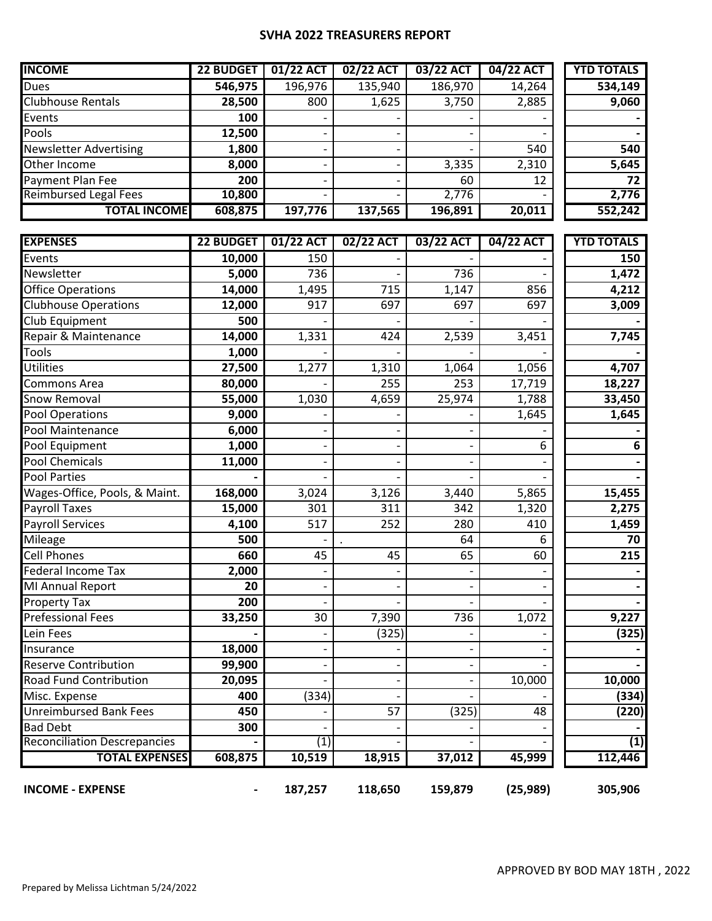# SVHA 2022 TREASURERS REPORT

| INCOME | 22 BUDGET | 01/22 ACT | 02/22 ACT | 03/22 ACT | 04/22 ACT | YTD TOTALS |
|---|---|---|---|---|---|---|
| Dues | **546,975** | 196,976 | 135,940 | 186,970 | 14,264 | **534,149** |
| Clubhouse Rentals | **28,500** | 800 | 1,625 | 3,750 | 2,885 | **9,060** |
| Events | **100** | - | - | - | - | **-** |
| Pools | **12,500** | - | - | - | - | **-** |
| Newsletter Advertising | **1,800** | - | - | - | 540 | **540** |
| Other Income | **8,000** | - | - | 3,335 | 2,310 | **5,645** |
| Payment Plan Fee | **200** | - | - | 60 | 12 | **72** |
| Reimbursed Legal Fees | **10,800** | - | - | 2,776 | - | **2,776** |
| **TOTAL INCOME** | **608,875** | **197,776** | **137,565** | **196,891** | **20,011** | **552,242** |

| EXPENSES | 22 BUDGET | 01/22 ACT | 02/22 ACT | 03/22 ACT | 04/22 ACT | YTD TOTALS |
|---|---|---|---|---|---|---|
| Events | **10,000** | 150 | - | - | - | **150** |
| Newsletter | **5,000** | 736 | - | 736 | - | **1,472** |
| Office Operations | **14,000** | 1,495 | 715 | 1,147 | 856 | **4,212** |
| Clubhouse Operations | **12,000** | 917 | 697 | 697 | 697 | **3,009** |
| Club Equipment | **500** | - | - | - | - | **-** |
| Repair & Maintenance | **14,000** | 1,331 | 424 | 2,539 | 3,451 | **7,745** |
| Tools | **1,000** | - | - | - | - | **-** |
| Utilities | **27,500** | 1,277 | 1,310 | 1,064 | 1,056 | **4,707** |
| Commons Area | **80,000** | - | 255 | 253 | 17,719 | **18,227** |
| Snow Removal | **55,000** | 1,030 | 4,659 | 25,974 | 1,788 | **33,450** |
| Pool Operations | **9,000** | - | - | - | 1,645 | **1,645** |
| Pool Maintenance | **6,000** | - | - | - | - | **-** |
| Pool Equipment | **1,000** | - | - | - | 6 | **6** |
| Pool Chemicals | **11,000** | - | - | - | - | **-** |
| Pool Parties | **-** | - | - | - | - | **-** |
| Wages-Office, Pools, & Maint. | **168,000** | 3,024 | 3,126 | 3,440 | 5,865 | **15,455** |
| Payroll Taxes | **15,000** | 301 | 311 | 342 | 1,320 | **2,275** |
| Payroll Services | **4,100** | 517 | 252 | 280 | 410 | **1,459** |
| Mileage | **500** | - | . | 64 | 6 | **70** |
| Cell Phones | **660** | 45 | 45 | 65 | 60 | **215** |
| Federal Income Tax | **2,000** | - | - | - | - | **-** |
| MI Annual Report | **20** | - | - | - | - | **-** |
| Property Tax | **200** | - | - | - | - | **-** |
| Professional Fees | **33,250** | 30 | 7,390 | 736 | 1,072 | **9,227** |
| Lein Fees | **-** | - | (325) | - | - | **(325)** |
| Insurance | **18,000** | - | - | - | - | **-** |
| Reserve Contribution | **99,900** | - | - | - | - | **-** |
| Road Fund Contribution | **20,095** | - | - | - | 10,000 | **10,000** |
| Misc. Expense | **400** | (334) | - | - | - | **(334)** |
| Unreimbursed Bank Fees | **450** | - | 57 | (325) | 48 | **(220)** |
| Bad Debt | **300** | - | - | - | - | **-** |
| Reconciliation Descrepancies | **-** | (1) | - | - | - | **(1)** |
| **TOTAL EXPENSES** | **608,875** | **10,519** | **18,915** | **37,012** | **45,999** | **112,446** |
| **INCOME - EXPENSE** | **-** | **187,257** | **118,650** | **159,879** | **(25,989)** | **305,906** |

APPROVED BY BOD MAY 18TH , 2022

Prepared by Melissa Lichtman 5/24/2022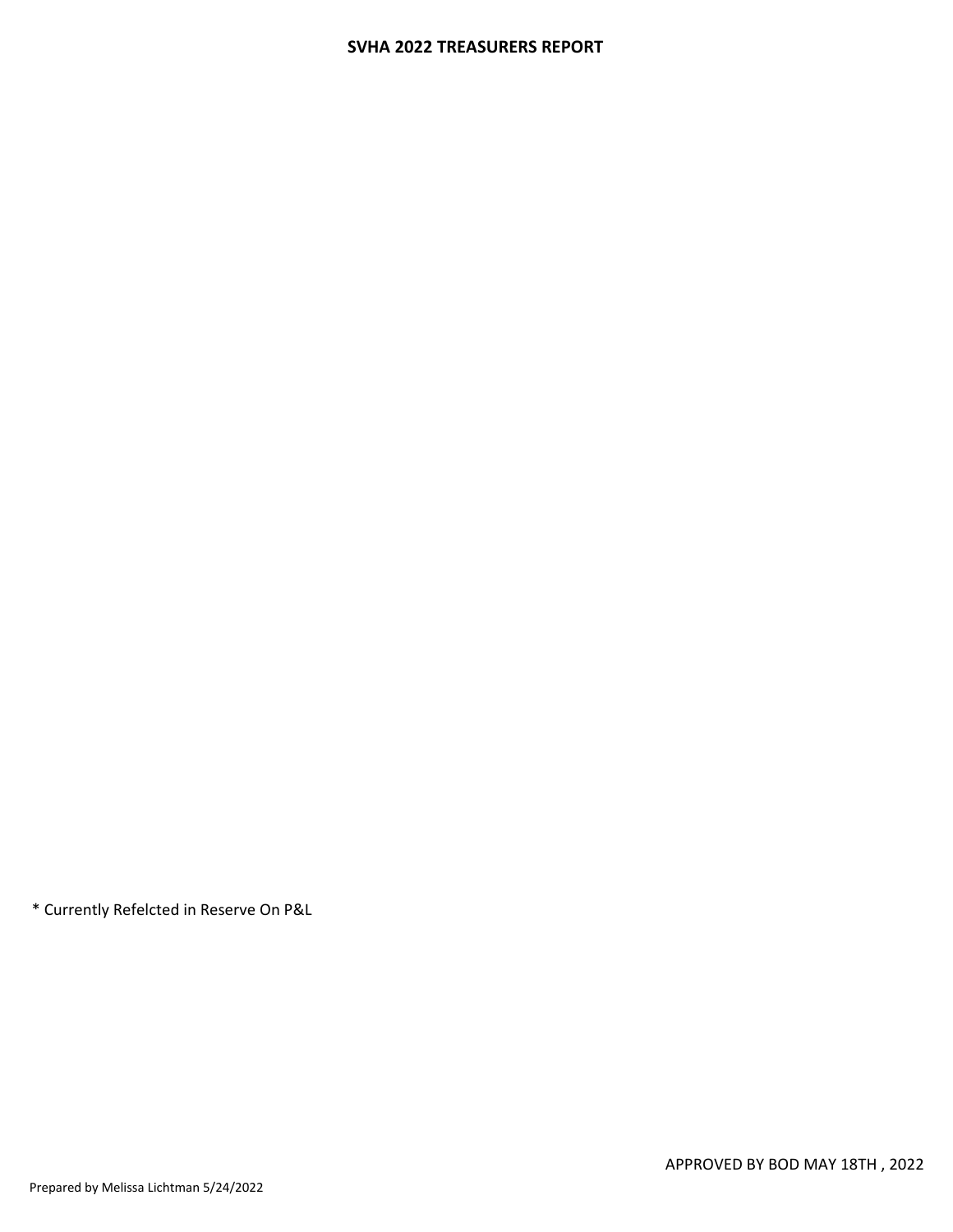**SVHA 2022 TREASURERS REPORT**

* Currently Refelcted in Reserve On P&L

APPROVED BY BOD MAY 18TH , 2022

Prepared by Melissa Lichtman 5/24/2022